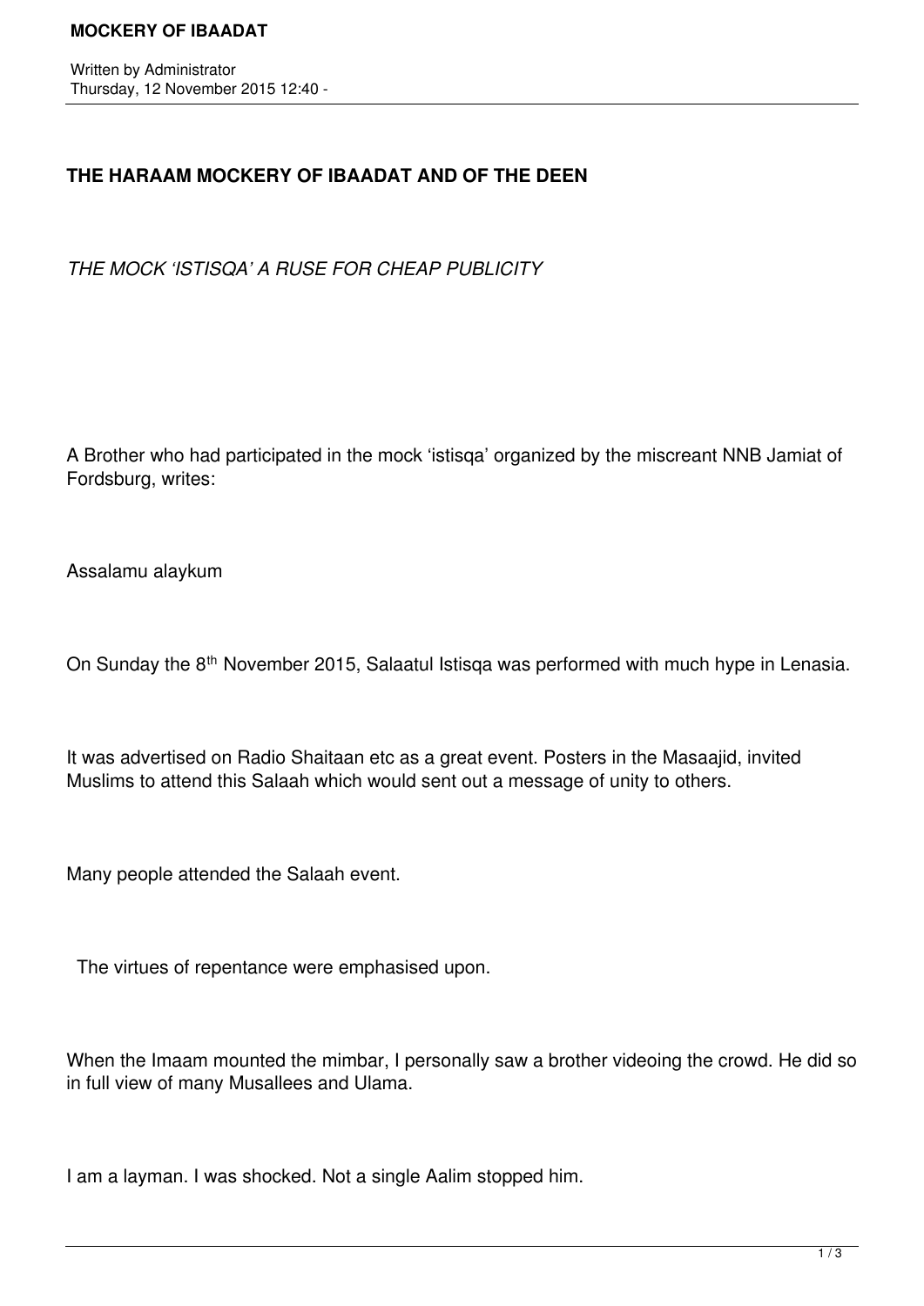Written by Administrator
Thursday, 12 November 2015 12:40 -

## THE HARAAM MOCKERY OF IBAADAT AND OF THE DEEN

*THE MOCK 'ISTISQA' A RUSE FOR CHEAP PUBLICITY*

A Brother who had participated in the mock 'istisqa' organized by the miscreant NNB Jamiat of Fordsburg, writes:

Assalamu alaykum

On Sunday the 8th November 2015, Salaatul Istisqa was performed with much hype in Lenasia.

It was advertised on Radio Shaitaan etc as a great event. Posters in the Masaajid, invited Muslims to attend this Salaah which would sent out a message of unity to others.

Many people attended the Salaah event.

The virtues of repentance were emphasised upon.

When the Imaam mounted the mimbar, I personally saw a brother videoing the crowd. He did so in full view of many Musallees and Ulama.

I am a layman. I was shocked. Not a single Aalim stopped him.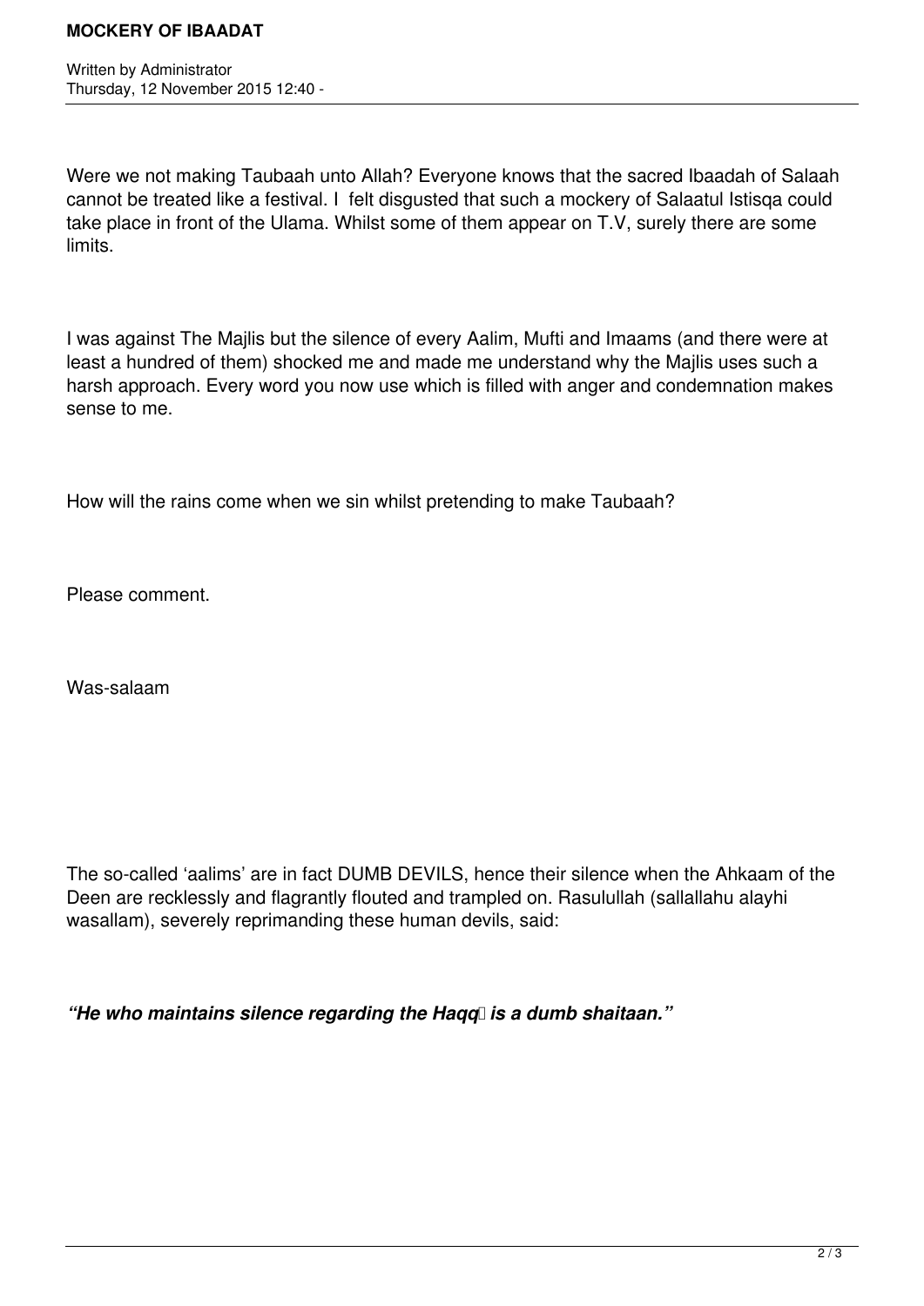Were we not making Taubaah unto Allah? Everyone knows that the sacred Ibaadah of Salaah cannot be treated like a festival. I felt disgusted that such a mockery of Salaatul Istisqa could take place in front of the Ulama. Whilst some of them appear on T.V, surely there are some limits.

I was against The Majlis but the silence of every Aalim, Mufti and Imaams (and there were at least a hundred of them) shocked me and made me understand why the Majlis uses such a harsh approach. Every word you now use which is filled with anger and condemnation makes sense to me.

How will the rains come when we sin whilst pretending to make Taubaah?

Please comment.

Was-salaam

The so-called 'aalims' are in fact DUMB DEVILS, hence their silence when the Ahkaam of the Deen are recklessly and flagrantly flouted and trampled on. Rasulullah (sallallahu alayhi wasallam), severely reprimanding these human devils, said:

***"He who maintains silence regarding the Haqq is a dumb shaitaan."***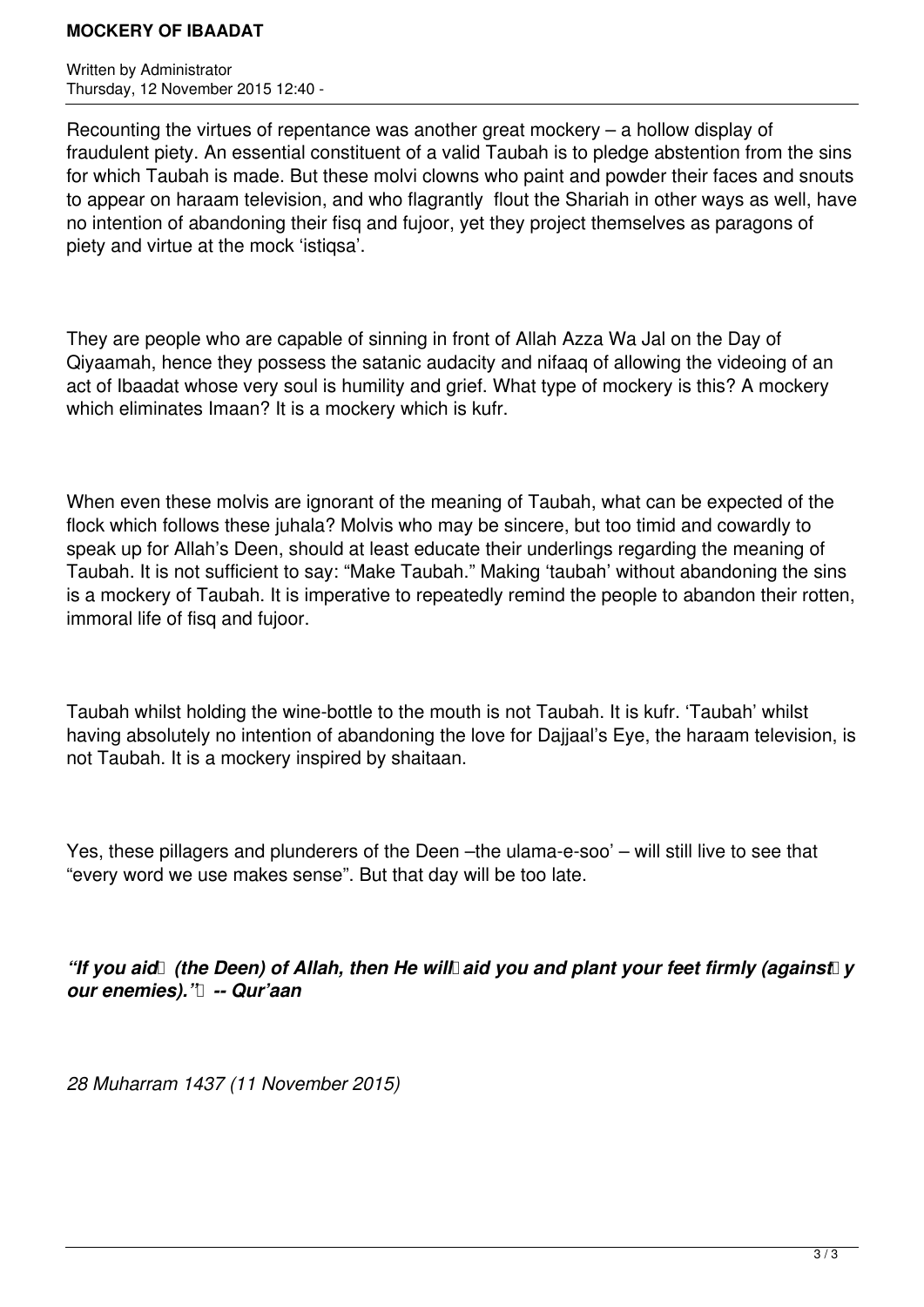Recounting the virtues of repentance was another great mockery – a hollow display of fraudulent piety. An essential constituent of a valid Taubah is to pledge abstention from the sins for which Taubah is made. But these molvi clowns who paint and powder their faces and snouts to appear on haraam television, and who flagrantly flout the Shariah in other ways as well, have no intention of abandoning their fisq and fujoor, yet they project themselves as paragons of piety and virtue at the mock 'istiqsa'.

They are people who are capable of sinning in front of Allah Azza Wa Jal on the Day of Qiyaamah, hence they possess the satanic audacity and nifaaq of allowing the videoing of an act of Ibaadat whose very soul is humility and grief. What type of mockery is this? A mockery which eliminates Imaan? It is a mockery which is kufr.

When even these molvis are ignorant of the meaning of Taubah, what can be expected of the flock which follows these juhala? Molvis who may be sincere, but too timid and cowardly to speak up for Allah's Deen, should at least educate their underlings regarding the meaning of Taubah. It is not sufficient to say: "Make Taubah." Making 'taubah' without abandoning the sins is a mockery of Taubah. It is imperative to repeatedly remind the people to abandon their rotten, immoral life of fisq and fujoor.

Taubah whilst holding the wine-bottle to the mouth is not Taubah. It is kufr. 'Taubah' whilst having absolutely no intention of abandoning the love for Dajjaal's Eye, the haraam television, is not Taubah. It is a mockery inspired by shaitaan.

Yes, these pillagers and plunderers of the Deen –the ulama-e-soo' – will still live to see that "every word we use makes sense". But that day will be too late.

***"If you aid (the Deen) of Allah, then He will aid you and plant your feet firmly (against your enemies)." -- Qur'aan***

*28 Muharram 1437 (11 November 2015)*